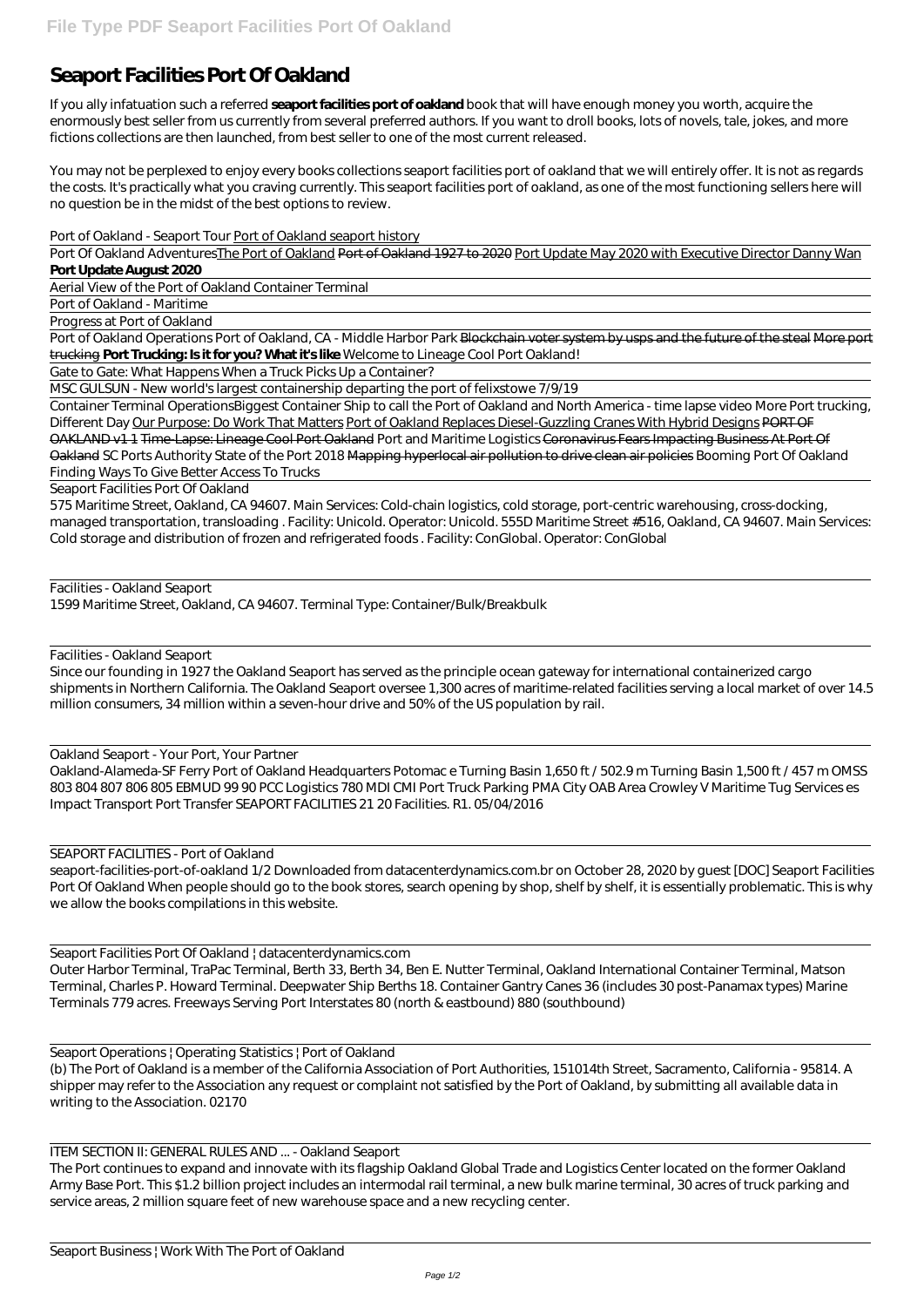# Seaport Facilities Port Of Oakland

If you ally infatuation such a referred **seaport facilities port of oakland** book that will have enough money you worth, acquire the enormously best seller from us currently from several preferred authors. If you want to droll books, lots of novels, tale, jokes, and more fictions collections are then launched, from best seller to one of the most current released.

You may not be perplexed to enjoy every books collections seaport facilities port of oakland that we will entirely offer. It is not as regards the costs. It's practically what you craving currently. This seaport facilities port of oakland, as one of the most functioning sellers here will no question be in the midst of the best options to review.

*Port of Oakland - Seaport Tour* Port of Oakland seaport history

Port Of Oakland Adventures The Port of Oakland Port of Oakland 1927 to 2020 Port Update May 2020 with Executive Director Danny Wan **Port Update August 2020**

Aerial View of the Port of Oakland Container Terminal

Port of Oakland - Maritime

Progress at Port of Oakland

Port of Oakland Operations Port of Oakland, CA - Middle Harbor Park Blockchain voter system by usps and the future of the steal More port trucking **Port Trucking: Is it for you? What it's like** *Welcome to Lineage Cool Port Oakland!*

Gate to Gate: What Happens When a Truck Picks Up a Container?

MSC GULSUN - New world's largest containership departing the port of felixstowe 7/9/19

Container Terminal Operations *Biggest Container Ship to call the Port of Oakland and North America - time lapse video* *More Port trucking, Different Day* Our Purpose: Do Work That Matters Port of Oakland Replaces Diesel-Guzzling Cranes With Hybrid Designs PORT OF OAKLAND v1 1 Time-Lapse: Lineage Cool Port Oakland *Port and Maritime Logistics* Coronavirus Fears Impacting Business At Port Of Oakland *SC Ports Authority State of the Port 2018* Mapping hyperlocal air pollution to drive clean air policies *Booming Port Of Oakland Finding Ways To Give Better Access To Trucks*

Seaport Facilities Port Of Oakland

575 Maritime Street, Oakland, CA 94607. Main Services: Cold-chain logistics, cold storage, port-centric warehousing, cross-docking, managed transportation, transloading . Facility: Unicold. Operator: Unicold. 555D Maritime Street #516, Oakland, CA 94607. Main Services: Cold storage and distribution of frozen and refrigerated foods . Facility: ConGlobal. Operator: ConGlobal

Facilities - Oakland Seaport

1599 Maritime Street, Oakland, CA 94607. Terminal Type: Container/Bulk/Breakbulk

Facilities - Oakland Seaport

Since our founding in 1927 the Oakland Seaport has served as the principle ocean gateway for international containerized cargo shipments in Northern California. The Oakland Seaport oversee 1,300 acres of maritime-related facilities serving a local market of over 14.5 million consumers, 34 million within a seven-hour drive and 50% of the US population by rail.

Oakland Seaport - Your Port, Your Partner

Oakland-Alameda-SF Ferry Port of Oakland Headquarters Potomac e Turning Basin 1,650 ft / 502.9 m Turning Basin 1,500 ft / 457 m OMSS 803 804 807 806 805 EBMUD 99 90 PCC Logistics 780 MDI CMI Port Truck Parking PMA City OAB Area Crowley V Maritime Tug Services es Impact Transport Port Transfer SEAPORT FACILITIES 21 20 Facilities. R1. 05/04/2016

SEAPORT FACILITIES - Port of Oakland

seaport-facilities-port-of-oakland 1/2 Downloaded from datacenterdynamics.com.br on October 28, 2020 by guest [DOC] Seaport Facilities Port Of Oakland When people should go to the book stores, search opening by shop, shelf by shelf, it is essentially problematic. This is why we allow the books compilations in this website.

Seaport Facilities Port Of Oakland | datacenterdynamics.com

Outer Harbor Terminal, TraPac Terminal, Berth 33, Berth 34, Ben E. Nutter Terminal, Oakland International Container Terminal, Matson Terminal, Charles P. Howard Terminal. Deepwater Ship Berths 18. Container Gantry Canes 36 (includes 30 post-Panamax types) Marine Terminals 779 acres. Freeways Serving Port Interstates 80 (north & eastbound) 880 (southbound)

Seaport Operations | Operating Statistics | Port of Oakland

(b) The Port of Oakland is a member of the California Association of Port Authorities, 151014th Street, Sacramento, California - 95814. A shipper may refer to the Association any request or complaint not satisfied by the Port of Oakland, by submitting all available data in writing to the Association. 02170

ITEM SECTION II: GENERAL RULES AND ... - Oakland Seaport

The Port continues to expand and innovate with its flagship Oakland Global Trade and Logistics Center located on the former Oakland Army Base Port. This $1.2 billion project includes an intermodal rail terminal, a new bulk marine terminal, 30 acres of truck parking and service areas, 2 million square feet of new warehouse space and a new recycling center.

Seaport Business | Work With The Port of Oakland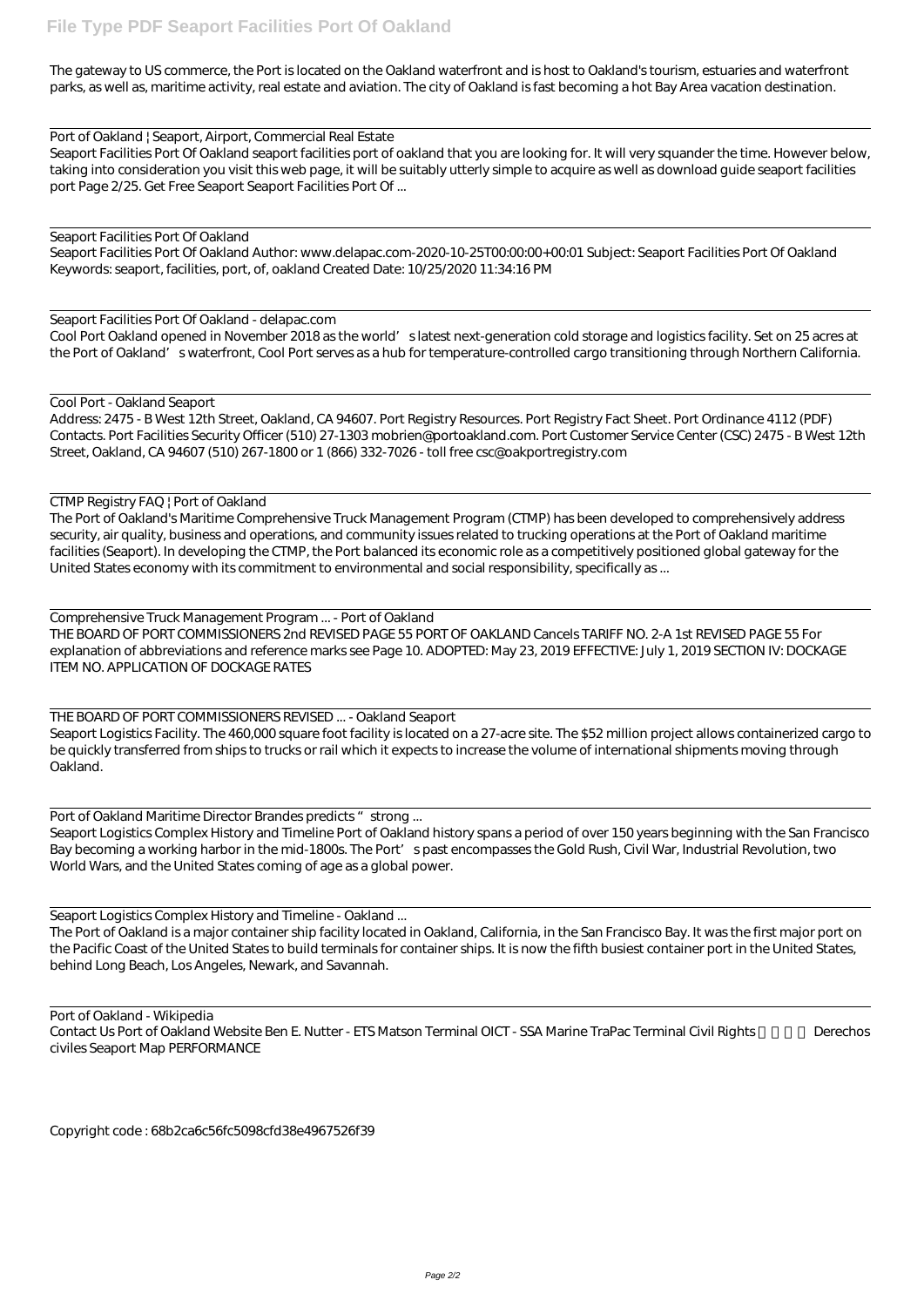The gateway to US commerce, the Port is located on the Oakland waterfront and is host to Oakland's tourism, estuaries and waterfront parks, as well as, maritime activity, real estate and aviation. The city of Oakland is fast becoming a hot Bay Area vacation destination.

Port of Oakland | Seaport, Airport, Commercial Real Estate
Seaport Facilities Port Of Oakland seaport facilities port of oakland that you are looking for. It will very squander the time. However below, taking into consideration you visit this web page, it will be suitably utterly simple to acquire as well as download guide seaport facilities port Page 2/25. Get Free Seaport Seaport Facilities Port Of ...

Seaport Facilities Port Of Oakland
Seaport Facilities Port Of Oakland Author: www.delapac.com-2020-10-25T00:00:00+00:01 Subject: Seaport Facilities Port Of Oakland Keywords: seaport, facilities, port, of, oakland Created Date: 10/25/2020 11:34:16 PM

Seaport Facilities Port Of Oakland - delapac.com
Cool Port Oakland opened in November 2018 as the world's latest next-generation cold storage and logistics facility. Set on 25 acres at the Port of Oakland's waterfront, Cool Port serves as a hub for temperature-controlled cargo transitioning through Northern California.

Cool Port - Oakland Seaport
Address: 2475 - B West 12th Street, Oakland, CA 94607. Port Registry Resources. Port Registry Fact Sheet. Port Ordinance 4112 (PDF) Contacts. Port Facilities Security Officer (510) 27-1303 mobrien@portoakland.com. Port Customer Service Center (CSC) 2475 - B West 12th Street, Oakland, CA 94607 (510) 267-1800 or 1 (866) 332-7026 - toll free csc@oakportregistry.com

CTMP Registry FAQ | Port of Oakland
The Port of Oakland's Maritime Comprehensive Truck Management Program (CTMP) has been developed to comprehensively address security, air quality, business and operations, and community issues related to trucking operations at the Port of Oakland maritime facilities (Seaport). In developing the CTMP, the Port balanced its economic role as a competitively positioned global gateway for the United States economy with its commitment to environmental and social responsibility, specifically as ...

Comprehensive Truck Management Program ... - Port of Oakland
THE BOARD OF PORT COMMISSIONERS 2nd REVISED PAGE 55 PORT OF OAKLAND Cancels TARIFF NO. 2-A 1st REVISED PAGE 55 For explanation of abbreviations and reference marks see Page 10. ADOPTED: May 23, 2019 EFFECTIVE: July 1, 2019 SECTION IV: DOCKAGE ITEM NO. APPLICATION OF DOCKAGE RATES

THE BOARD OF PORT COMMISSIONERS REVISED ... - Oakland Seaport
Seaport Logistics Facility. The 460,000 square foot facility is located on a 27-acre site. The $52 million project allows containerized cargo to be quickly transferred from ships to trucks or rail which it expects to increase the volume of international shipments moving through Oakland.

Port of Oakland Maritime Director Brandes predicts "strong ...
Seaport Logistics Complex History and Timeline Port of Oakland history spans a period of over 150 years beginning with the San Francisco Bay becoming a working harbor in the mid-1800s. The Port's past encompasses the Gold Rush, Civil War, Industrial Revolution, two World Wars, and the United States coming of age as a global power.

Seaport Logistics Complex History and Timeline - Oakland ...
The Port of Oakland is a major container ship facility located in Oakland, California, in the San Francisco Bay. It was the first major port on the Pacific Coast of the United States to build terminals for container ships. It is now the fifth busiest container port in the United States, behind Long Beach, Los Angeles, Newark, and Savannah.

Port of Oakland - Wikipedia
Contact Us Port of Oakland Website Ben E. Nutter - ETS Matson Terminal OICT - SSA Marine TraPac Terminal Civil Rights Derechos civiles Seaport Map PERFORMANCE

Copyright code : 68b2ca6c56fc5098cfd38e4967526f39